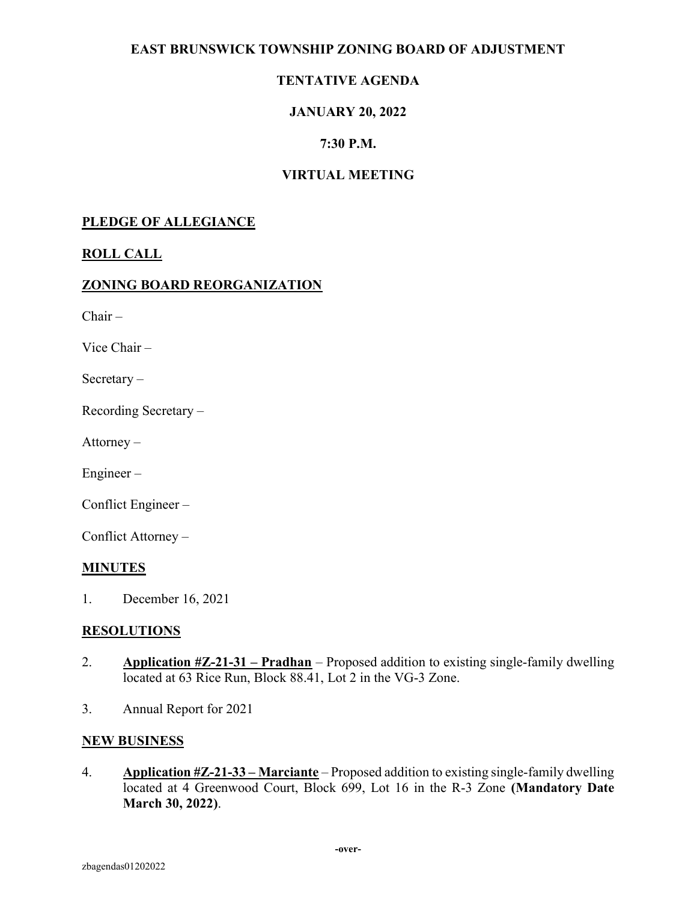# EAST BRUNSWICK TOWNSHIP ZONING BOARD OF ADJUSTMENT

## TENTATIVE AGENDA

## JANUARY 20, 2022

## 7:30 P.M.

## VIRTUAL MEETING

**PLEDGE OF ALLEGIANCE**

**ROLL CALL**

**ZONING BOARD REORGANIZATION**

Chair –

Vice Chair –

Secretary –

Recording Secretary –

Attorney –

Engineer –

Conflict Engineer –

Conflict Attorney –

**MINUTES**

1. December 16, 2021

**RESOLUTIONS**

2. **Application #Z-21-31 – Pradhan** – Proposed addition to existing single-family dwelling located at 63 Rice Run, Block 88.41, Lot 2 in the VG-3 Zone.

3. Annual Report for 2021

**NEW BUSINESS**

4. **Application #Z-21-33 – Marciante** – Proposed addition to existing single-family dwelling located at 4 Greenwood Court, Block 699, Lot 16 in the R-3 Zone **(Mandatory Date March 30, 2022)**.

**-over-**

zbagendas01202022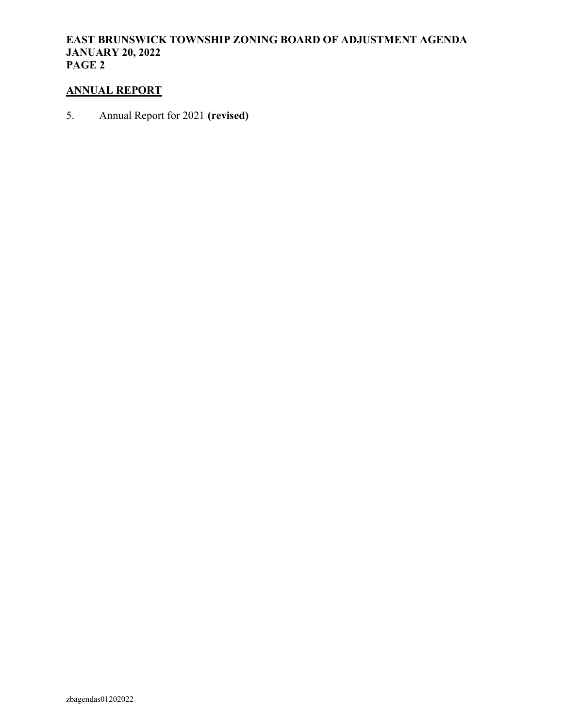## ANNUAL REPORT

5. Annual Report for 2021 **(revised)**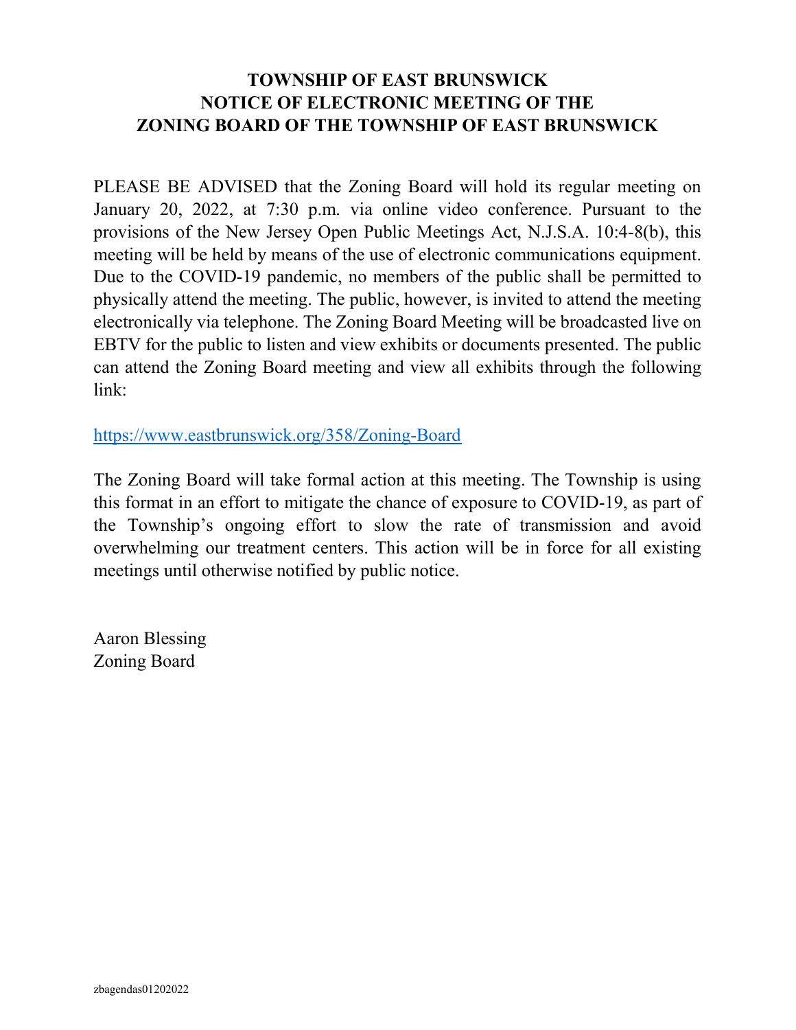**TOWNSHIP OF EAST BRUNSWICK**
**NOTICE OF ELECTRONIC MEETING OF THE**
**ZONING BOARD OF THE TOWNSHIP OF EAST BRUNSWICK**

PLEASE BE ADVISED that the Zoning Board will hold its regular meeting on January 20, 2022, at 7:30 p.m. via online video conference. Pursuant to the provisions of the New Jersey Open Public Meetings Act, N.J.S.A. 10:4-8(b), this meeting will be held by means of the use of electronic communications equipment. Due to the COVID-19 pandemic, no members of the public shall be permitted to physically attend the meeting. The public, however, is invited to attend the meeting electronically via telephone. The Zoning Board Meeting will be broadcasted live on EBTV for the public to listen and view exhibits or documents presented. The public can attend the Zoning Board meeting and view all exhibits through the following link:

https://www.eastbrunswick.org/358/Zoning-Board

The Zoning Board will take formal action at this meeting. The Township is using this format in an effort to mitigate the chance of exposure to COVID-19, as part of the Township's ongoing effort to slow the rate of transmission and avoid overwhelming our treatment centers. This action will be in force for all existing meetings until otherwise notified by public notice.

Aaron Blessing
Zoning Board

zbagendas01202022